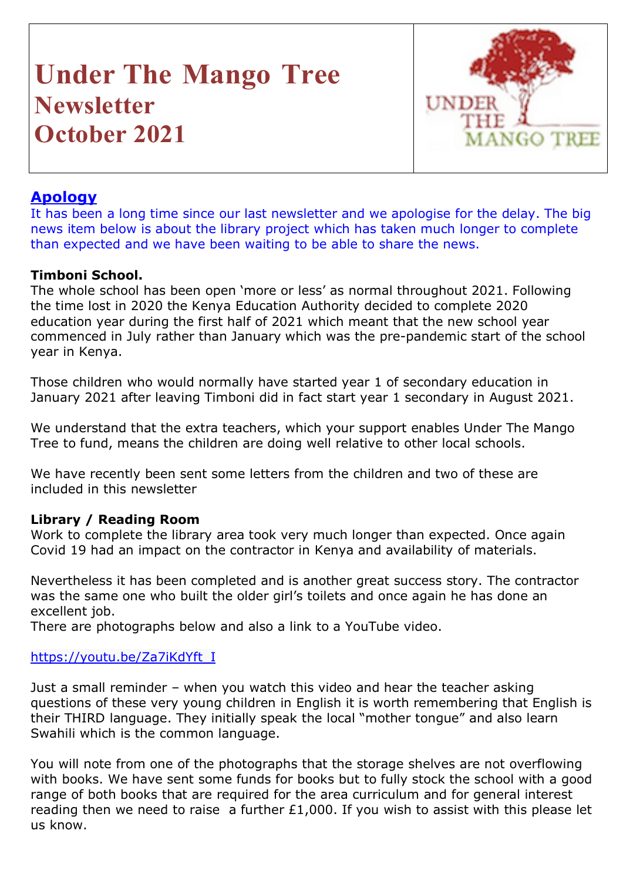# Under The Mango Tree Newsletter October 2021

## Apology

It has been a long time since our last newsletter and we apologise for the delay. The big news item below is about the library project which has taken much longer to complete than expected and we have been waiting to be able to share the news.

**Timboni School.**

The whole school has been open 'more or less' as normal throughout 2021. Following the time lost in 2020 the Kenya Education Authority decided to complete 2020 education year during the first half of 2021 which meant that the new school year commenced in July rather than January which was the pre-pandemic start of the school year in Kenya.

Those children who would normally have started year 1 of secondary education in January 2021 after leaving Timboni did in fact start year 1 secondary in August 2021.

We understand that the extra teachers, which your support enables Under The Mango Tree to fund, means the children are doing well relative to other local schools.

We have recently been sent some letters from the children and two of these are included in this newsletter

**Library / Reading Room**

Work to complete the library area took very much longer than expected. Once again Covid 19 had an impact on the contractor in Kenya and availability of materials.

Nevertheless it has been completed and is another great success story. The contractor was the same one who built the older girl's toilets and once again he has done an excellent job.

There are photographs below and also a link to a YouTube video.

https://youtu.be/Za7iKdYft_I

Just a small reminder – when you watch this video and hear the teacher asking questions of these very young children in English it is worth remembering that English is their THIRD language. They initially speak the local "mother tongue" and also learn Swahili which is the common language.

You will note from one of the photographs that the storage shelves are not overflowing with books. We have sent some funds for books but to fully stock the school with a good range of both books that are required for the area curriculum and for general interest reading then we need to raise a further £1,000. If you wish to assist with this please let us know.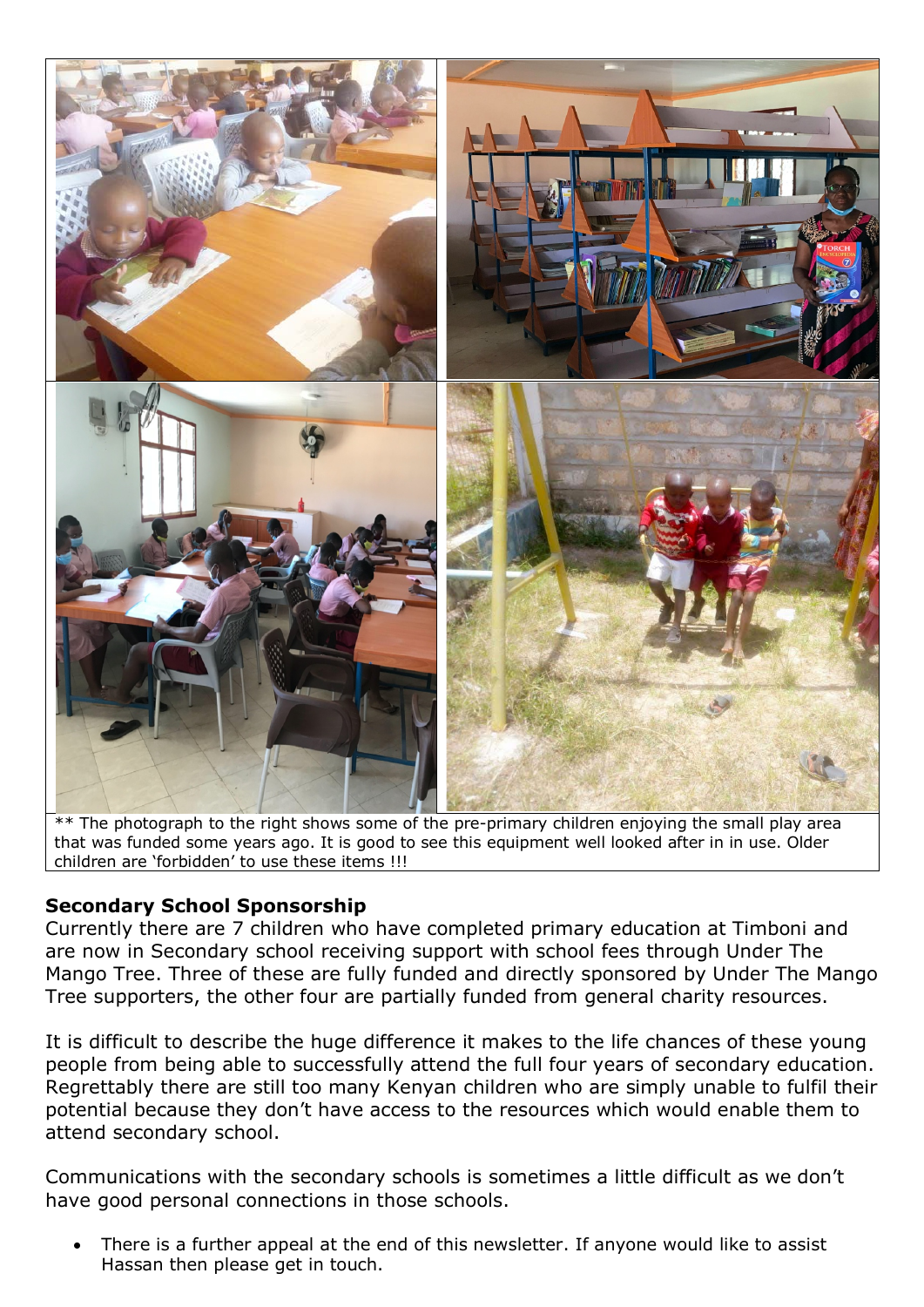** The photograph to the right shows some of the pre-primary children enjoying the small play area that was funded some years ago. It is good to see this equipment well looked after in in use. Older children are 'forbidden' to use these items !!!

## Secondary School Sponsorship

Currently there are 7 children who have completed primary education at Timboni and are now in Secondary school receiving support with school fees through Under The Mango Tree. Three of these are fully funded and directly sponsored by Under The Mango Tree supporters, the other four are partially funded from general charity resources.

It is difficult to describe the huge difference it makes to the life chances of these young people from being able to successfully attend the full four years of secondary education. Regrettably there are still too many Kenyan children who are simply unable to fulfil their potential because they don't have access to the resources which would enable them to attend secondary school.

Communications with the secondary schools is sometimes a little difficult as we don't have good personal connections in those schools.

- There is a further appeal at the end of this newsletter. If anyone would like to assist Hassan then please get in touch.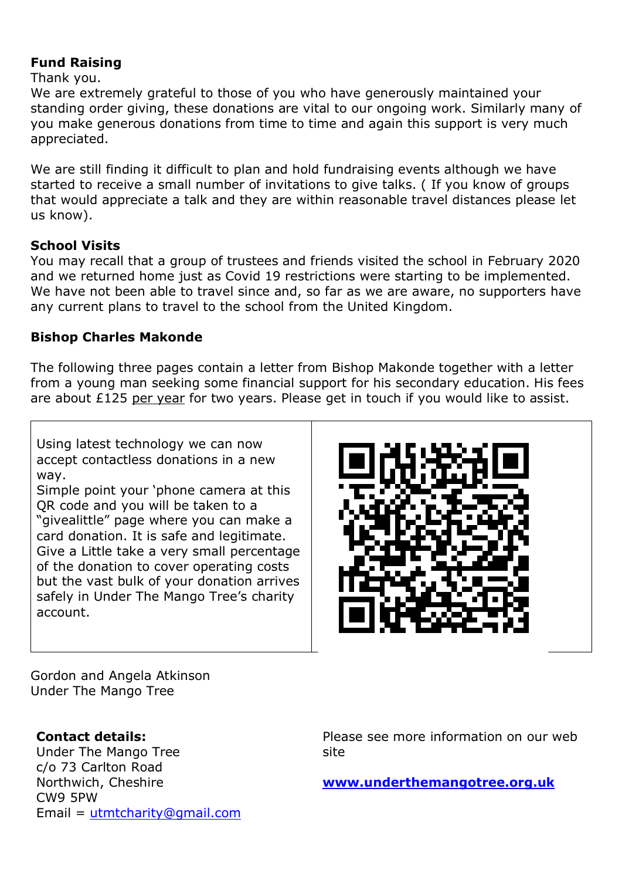**Fund Raising**

Thank you.

We are extremely grateful to those of you who have generously maintained your standing order giving, these donations are vital to our ongoing work. Similarly many of you make generous donations from time to time and again this support is very much appreciated.

We are still finding it difficult to plan and hold fundraising events although we have started to receive a small number of invitations to give talks. ( If you know of groups that would appreciate a talk and they are within reasonable travel distances please let us know).

**School Visits**

You may recall that a group of trustees and friends visited the school in February 2020 and we returned home just as Covid 19 restrictions were starting to be implemented. We have not been able to travel since and, so far as we are aware, no supporters have any current plans to travel to the school from the United Kingdom.

**Bishop Charles Makonde**

The following three pages contain a letter from Bishop Makonde together with a letter from a young man seeking some financial support for his secondary education. His fees are about £125 per year for two years. Please get in touch if you would like to assist.

Using latest technology we can now accept contactless donations in a new way.
Simple point your 'phone camera at this QR code and you will be taken to a "givealittle" page where you can make a card donation. It is safe and legitimate. Give a Little take a very small percentage of the donation to cover operating costs but the vast bulk of your donation arrives safely in Under The Mango Tree's charity account.

Gordon and Angela Atkinson
Under The Mango Tree

**Contact details:**
Under The Mango Tree
c/o 73 Carlton Road
Northwich, Cheshire
CW9 5PW
Email = utmtcharity@gmail.com

Please see more information on our web site

**www.underthemangotree.org.uk**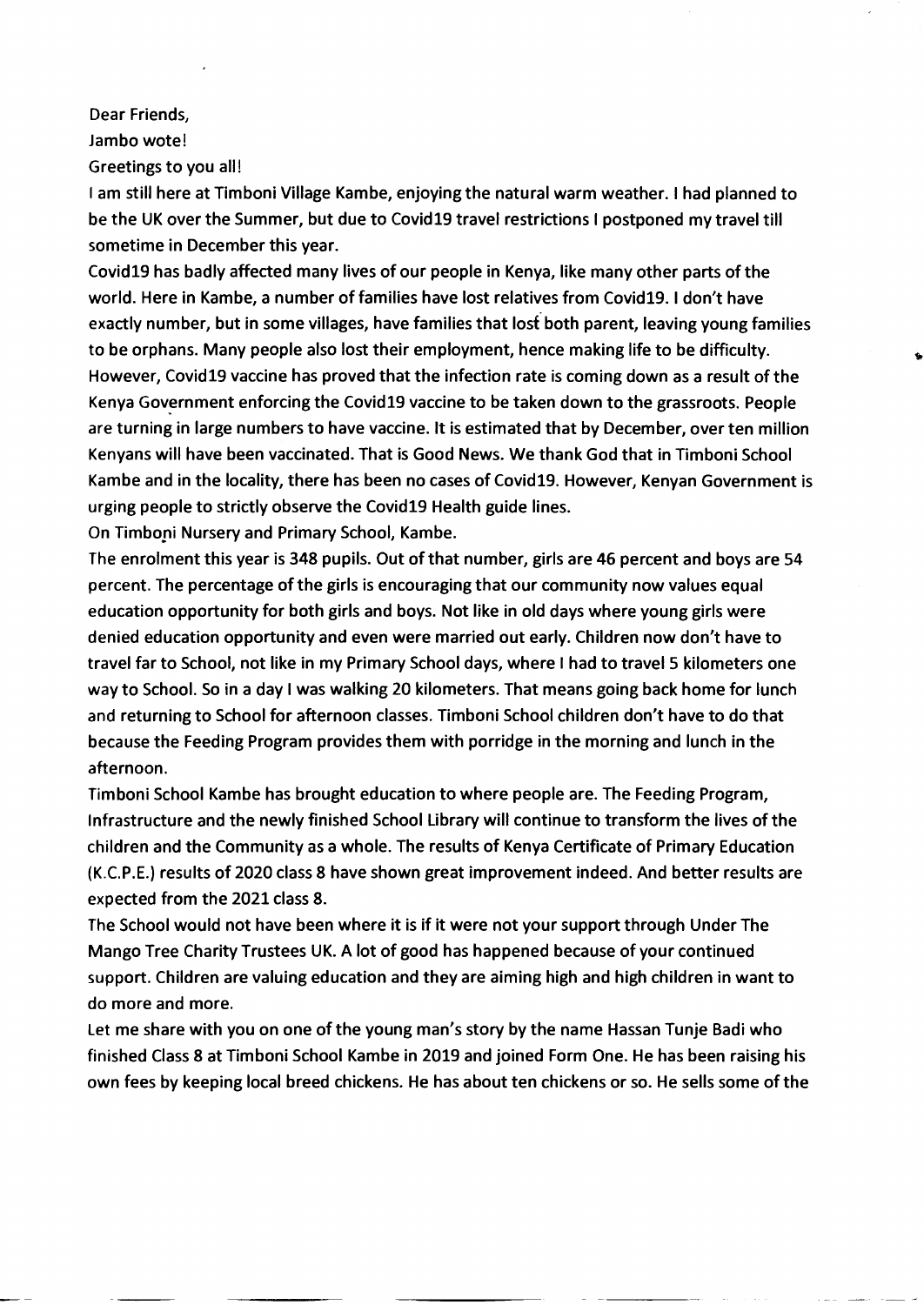Dear Friends,

Jambo wote!

Greetings to you all!

I am still here at Timboni Village Kambe, enjoying the natural warm weather. I had planned to be the UK over the Summer, but due to Covid19 travel restrictions I postponed my travel till sometime in December this year.

Covid19 has badly affected many lives of our people in Kenya, like many other parts of the world. Here in Kambe, a number of families have lost relatives from Covid19. I don't have exactly number, but in some villages, have families that lost both parent, leaving young families to be orphans. Many people also lost their employment, hence making life to be difficulty. However, Covid19 vaccine has proved that the infection rate is coming down as a result of the Kenya Government enforcing the Covid19 vaccine to be taken down to the grassroots. People are turning in large numbers to have vaccine. It is estimated that by December, over ten million Kenyans will have been vaccinated. That is Good News. We thank God that in Timboni School Kambe and in the locality, there has been no cases of Covid19. However, Kenyan Government is urging people to strictly observe the Covid19 Health guide lines.

On Timboni Nursery and Primary School, Kambe.

The enrolment this year is 348 pupils. Out of that number, girls are 46 percent and boys are 54 percent. The percentage of the girls is encouraging that our community now values equal education opportunity for both girls and boys. Not like in old days where young girls were denied education opportunity and even were married out early. Children now don't have to travel far to School, not like in my Primary School days, where I had to travel 5 kilometers one way to School. So in a day I was walking 20 kilometers. That means going back home for lunch and returning to School for afternoon classes. Timboni School children don't have to do that because the Feeding Program provides them with porridge in the morning and lunch in the afternoon.

Timboni School Kambe has brought education to where people are. The Feeding Program, Infrastructure and the newly finished School Library will continue to transform the lives of the children and the Community as a whole. The results of Kenya Certificate of Primary Education (K.C.P.E.) results of 2020 class 8 have shown great improvement indeed. And better results are expected from the 2021 class 8.

The School would not have been where it is if it were not your support through Under The Mango Tree Charity Trustees UK. A lot of good has happened because of your continued support. Children are valuing education and they are aiming high and high children in want to do more and more.

Let me share with you on one of the young man's story by the name Hassan Tunje Badi who finished Class 8 at Timboni School Kambe in 2019 and joined Form One. He has been raising his own fees by keeping local breed chickens. He has about ten chickens or so. He sells some of the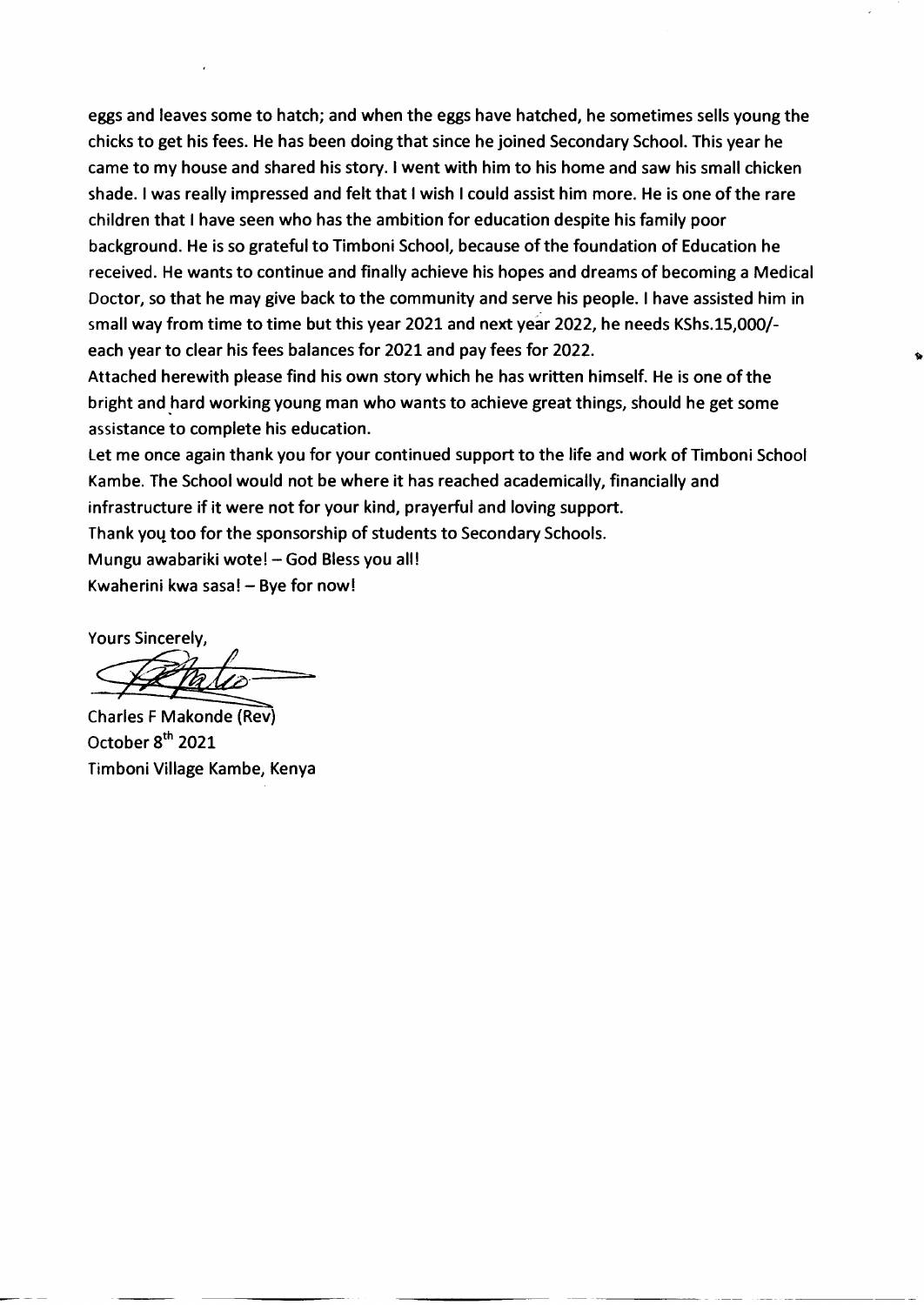eggs and leaves some to hatch; and when the eggs have hatched, he sometimes sells young the chicks to get his fees. He has been doing that since he joined Secondary School. This year he came to my house and shared his story. I went with him to his home and saw his small chicken shade. I was really impressed and felt that I wish I could assist him more. He is one of the rare children that I have seen who has the ambition for education despite his family poor background. He is so grateful to Timboni School, because of the foundation of Education he received. He wants to continue and finally achieve his hopes and dreams of becoming a Medical Doctor, so that he may give back to the community and serve his people. I have assisted him in small way from time to time but this year 2021 and next year 2022, he needs KShs.15,000/- each year to clear his fees balances for 2021 and pay fees for 2022.

Attached herewith please find his own story which he has written himself. He is one of the bright and hard working young man who wants to achieve great things, should he get some assistance to complete his education.

Let me once again thank you for your continued support to the life and work of Timboni School Kambe. The School would not be where it has reached academically, financially and infrastructure if it were not for your kind, prayerful and loving support.

Thank you too for the sponsorship of students to Secondary Schools.

Mungu awabariki wote! – God Bless you all!

Kwaherini kwa sasa! – Bye for now!

Yours Sincerely,

Charles F Makonde (Rev)
October 8th 2021
Timboni Village Kambe, Kenya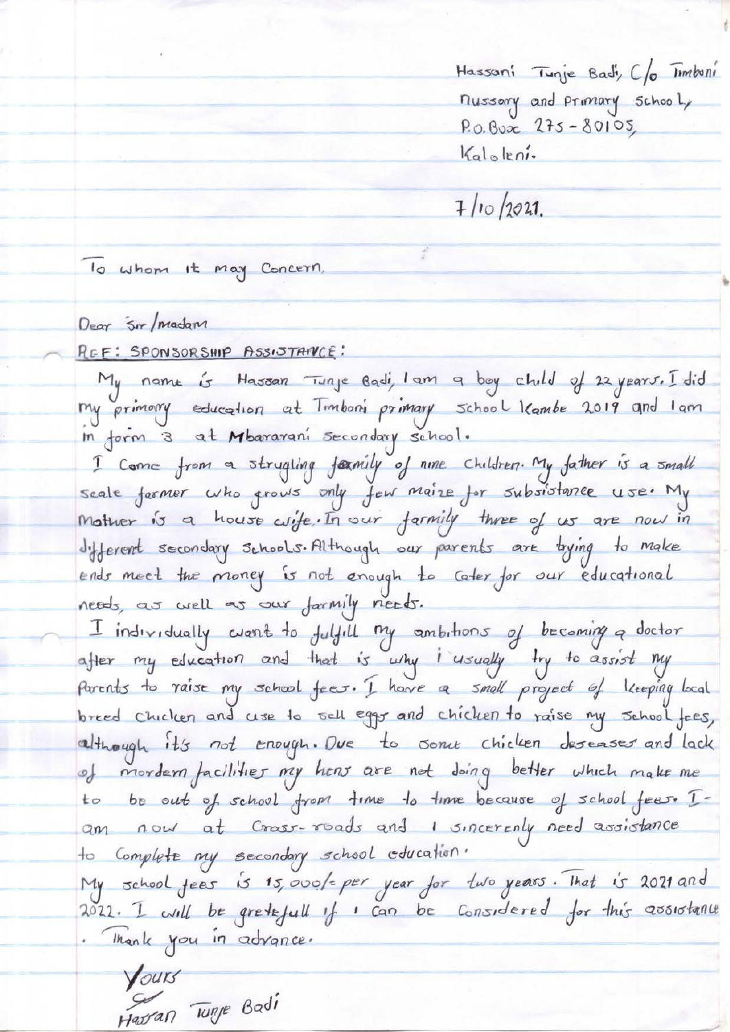Hassani Tunje Badi, C/o Timboni
Nussary and Primary School,
P.O.Box 275 - 80105,
Kaloleni.

7/10/2021.

To whom it may Concern,

Dear Sir/Madam

**REF: SPONSORSHIP ASSISTANCE:**

My name is Hassan Tunje Badi, I am a boy child of 22 years. I did my primary education at Timboni primary school Kambe 2019 and I am in form 3 at Mbararani Secondary school.

I Come from a strugling family of nine Children. My father is a small scale farmer who grows only few maize for subsistance use. My Mother is a house wife. In our family three of us are now in different secondary Schools. Although our parents are trying to make ends meet the money is not enough to cater for our educational needs, as well as our family needs.

I individually want to fulfill my ambitions of becoming a doctor after my education and that is why i usually try to assist my Parents to raise my school fees. I have a small project of keeping local breed chicken and use to sell eggs and chicken to raise my school fees, although it's not enough. Due to some chicken deseases and lack of mordern facilities my hens are not doing better which make me to be out of school from time to time because of school fees. I am now at Cross-roads and I sincerenly need assistance to Complete my secondary school education.

My school fees is 15,000/= per year for two years. That is 2021 and 2022. I will be gretefull if i can be Considered for this assistance. Thank you in advance.

Yours

Hassan Tunje Badi